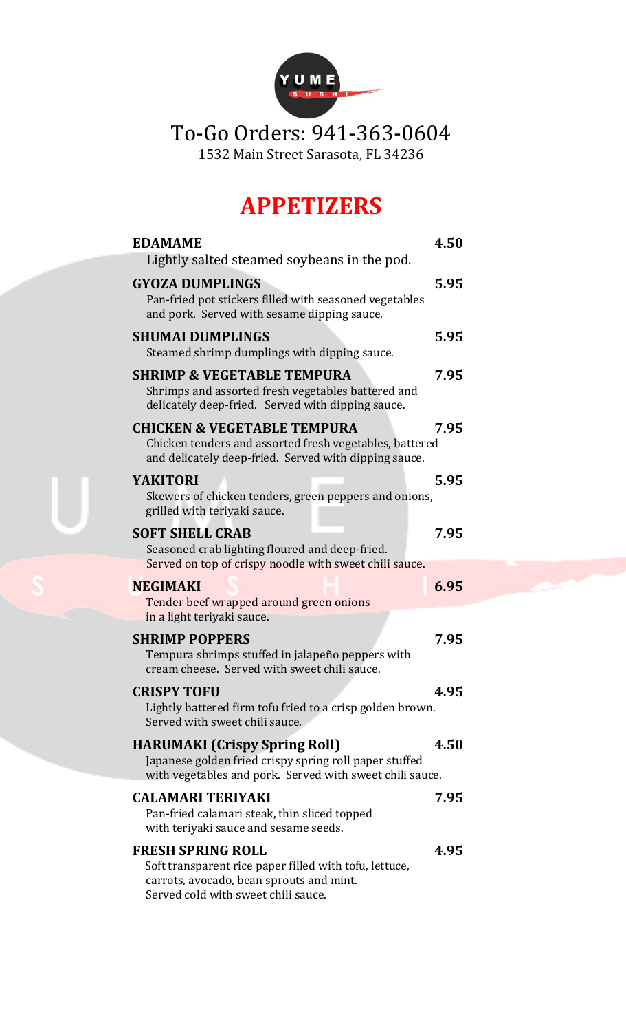YUME SUSHI

To-Go Orders: 941-363-0604

1532 Main Street Sarasota, FL 34236

# APPETIZERS

**EDAMAME** **4.50**
Lightly salted steamed soybeans in the pod.

**GYOZA DUMPLINGS** **5.95**
Pan-fried pot stickers filled with seasoned vegetables and pork. Served with sesame dipping sauce.

**SHUMAI DUMPLINGS** **5.95**
Steamed shrimp dumplings with dipping sauce.

**SHRIMP & VEGETABLE TEMPURA** **7.95**
Shrimps and assorted fresh vegetables battered and delicately deep-fried. Served with dipping sauce.

**CHICKEN & VEGETABLE TEMPURA** **7.95**
Chicken tenders and assorted fresh vegetables, battered and delicately deep-fried. Served with dipping sauce.

**YAKITORI** **5.95**
Skewers of chicken tenders, green peppers and onions, grilled with teriyaki sauce.

**SOFT SHELL CRAB** **7.95**
Seasoned crab lighting floured and deep-fried. Served on top of crispy noodle with sweet chili sauce.

**NEGIMAKI** **6.95**
Tender beef wrapped around green onions in a light teriyaki sauce.

**SHRIMP POPPERS** **7.95**
Tempura shrimps stuffed in jalapeño peppers with cream cheese. Served with sweet chili sauce.

**CRISPY TOFU** **4.95**
Lightly battered firm tofu fried to a crisp golden brown. Served with sweet chili sauce.

**HARUMAKI (Crispy Spring Roll)** **4.50**
Japanese golden fried crispy spring roll paper stuffed with vegetables and pork. Served with sweet chili sauce.

**CALAMARI TERIYAKI** **7.95**
Pan-fried calamari steak, thin sliced topped with teriyaki sauce and sesame seeds.

**FRESH SPRING ROLL** **4.95**
Soft transparent rice paper filled with tofu, lettuce, carrots, avocado, bean sprouts and mint. Served cold with sweet chili sauce.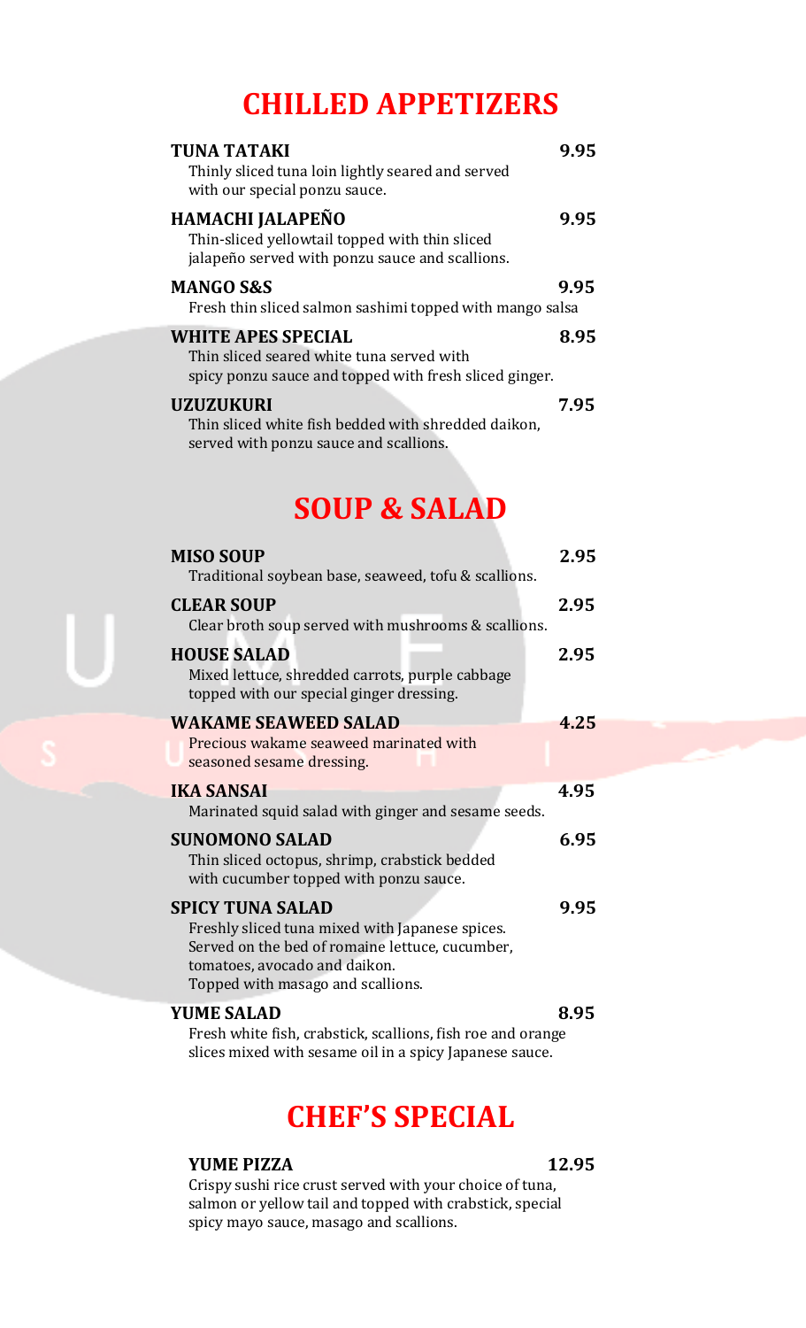# CHILLED APPETIZERS

**TUNA TATAKI** **9.95**
Thinly sliced tuna loin lightly seared and served with our special ponzu sauce.

**HAMACHI JALAPEÑO** **9.95**
Thin-sliced yellowtail topped with thin sliced jalapeño served with ponzu sauce and scallions.

**MANGO S&S** **9.95**
Fresh thin sliced salmon sashimi topped with mango salsa

**WHITE APES SPECIAL** **8.95**
Thin sliced seared white tuna served with spicy ponzu sauce and topped with fresh sliced ginger.

**UZUZUKURI** **7.95**
Thin sliced white fish bedded with shredded daikon, served with ponzu sauce and scallions.

# SOUP & SALAD

**MISO SOUP** **2.95**
Traditional soybean base, seaweed, tofu & scallions.

**CLEAR SOUP** **2.95**
Clear broth soup served with mushrooms & scallions.

**HOUSE SALAD** **2.95**
Mixed lettuce, shredded carrots, purple cabbage topped with our special ginger dressing.

**WAKAME SEAWEED SALAD** **4.25**
Precious wakame seaweed marinated with seasoned sesame dressing.

**IKA SANSAI** **4.95**
Marinated squid salad with ginger and sesame seeds.

**SUNOMONO SALAD** **6.95**
Thin sliced octopus, shrimp, crabstick bedded with cucumber topped with ponzu sauce.

**SPICY TUNA SALAD** **9.95**
Freshly sliced tuna mixed with Japanese spices. Served on the bed of romaine lettuce, cucumber, tomatoes, avocado and daikon. Topped with masago and scallions.

**YUME SALAD** **8.95**
Fresh white fish, crabstick, scallions, fish roe and orange slices mixed with sesame oil in a spicy Japanese sauce.

# CHEF'S SPECIAL

**YUME PIZZA** **12.95**
Crispy sushi rice crust served with your choice of tuna, salmon or yellow tail and topped with crabstick, special spicy mayo sauce, masago and scallions.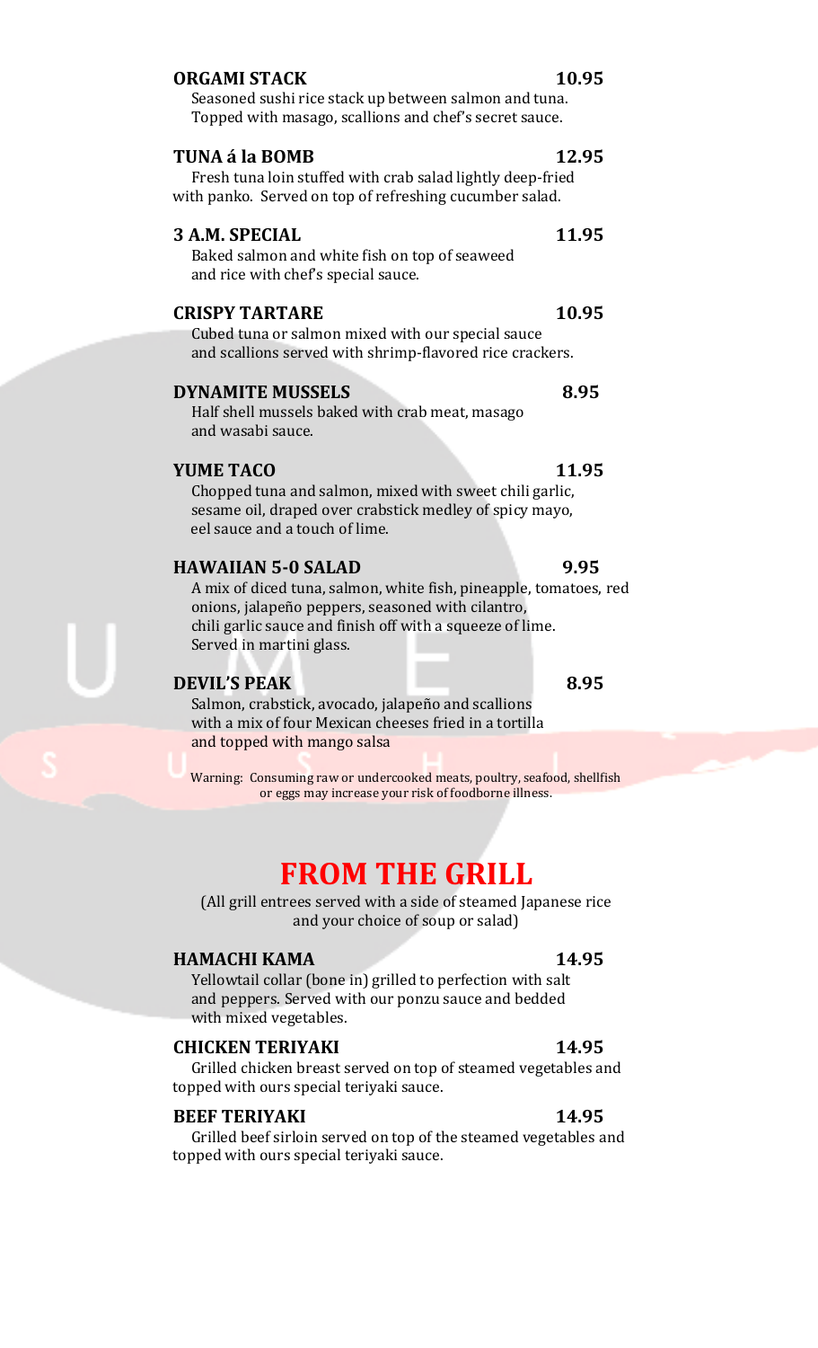**ORGAMI STACK** 10.95

Seasoned sushi rice stack up between salmon and tuna. Topped with masago, scallions and chef's secret sauce.

**TUNA á la BOMB** 12.95

Fresh tuna loin stuffed with crab salad lightly deep-fried with panko. Served on top of refreshing cucumber salad.

**3 A.M. SPECIAL** 11.95

Baked salmon and white fish on top of seaweed and rice with chef's special sauce.

**CRISPY TARTARE** 10.95

Cubed tuna or salmon mixed with our special sauce and scallions served with shrimp-flavored rice crackers.

**DYNAMITE MUSSELS** 8.95

Half shell mussels baked with crab meat, masago and wasabi sauce.

**YUME TACO** 11.95

Chopped tuna and salmon, mixed with sweet chili garlic, sesame oil, draped over crabstick medley of spicy mayo, eel sauce and a touch of lime.

**HAWAIIAN 5-0 SALAD** 9.95

A mix of diced tuna, salmon, white fish, pineapple, tomatoes, red onions, jalapeño peppers, seasoned with cilantro, chili garlic sauce and finish off with a squeeze of lime. Served in martini glass.

**DEVIL'S PEAK** 8.95

Salmon, crabstick, avocado, jalapeño and scallions with a mix of four Mexican cheeses fried in a tortilla and topped with mango salsa

Warning: Consuming raw or undercooked meats, poultry, seafood, shellfish or eggs may increase your risk of foodborne illness.

# FROM THE GRILL

(All grill entrees served with a side of steamed Japanese rice and your choice of soup or salad)

**HAMACHI KAMA** 14.95

Yellowtail collar (bone in) grilled to perfection with salt and peppers. Served with our ponzu sauce and bedded with mixed vegetables.

**CHICKEN TERIYAKI** 14.95

Grilled chicken breast served on top of steamed vegetables and topped with ours special teriyaki sauce.

**BEEF TERIYAKI** 14.95

Grilled beef sirloin served on top of the steamed vegetables and topped with ours special teriyaki sauce.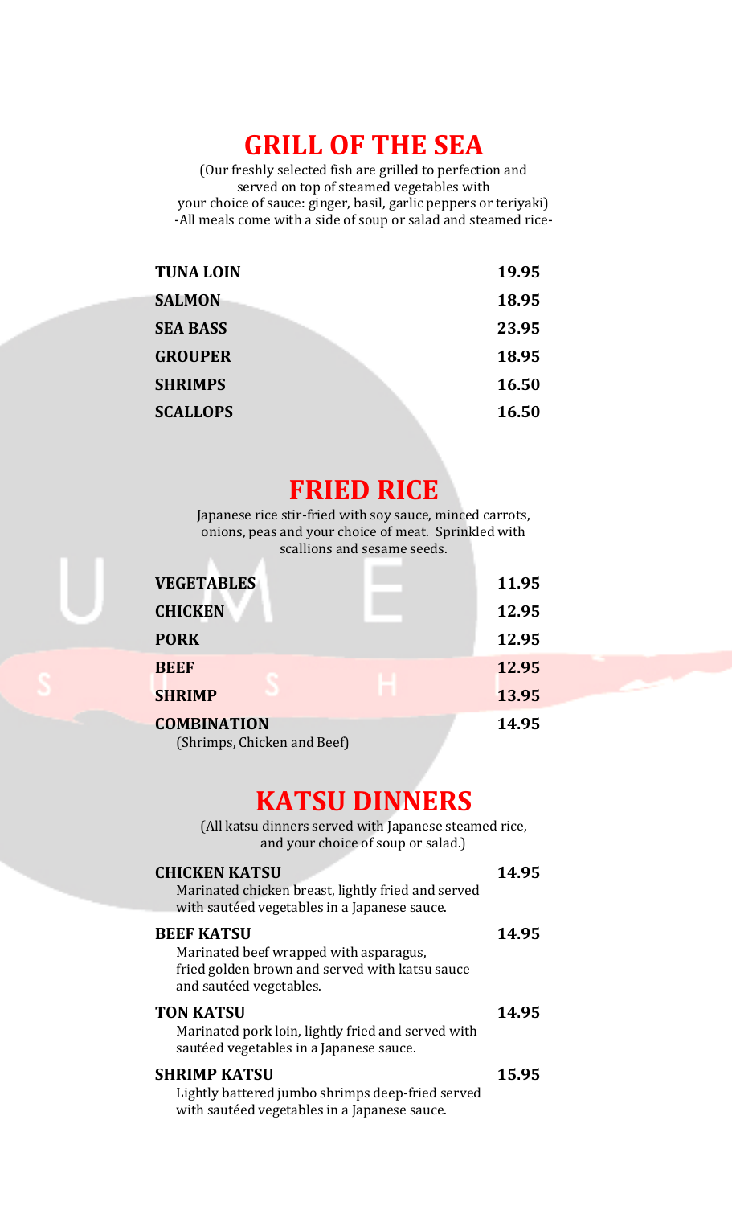## GRILL OF THE SEA

(Our freshly selected fish are grilled to perfection and served on top of steamed vegetables with your choice of sauce: ginger, basil, garlic peppers or teriyaki)
-All meals come with a side of soup or salad and steamed rice-

| | |
|---|---|
| **TUNA LOIN** | **19.95** |
| **SALMON** | **18.95** |
| **SEA BASS** | **23.95** |
| **GROUPER** | **18.95** |
| **SHRIMPS** | **16.50** |
| **SCALLOPS** | **16.50** |

## FRIED RICE

Japanese rice stir-fried with soy sauce, minced carrots, onions, peas and your choice of meat. Sprinkled with scallions and sesame seeds.

| | |
|---|---|
| **VEGETABLES** | **11.95** |
| **CHICKEN** | **12.95** |
| **PORK** | **12.95** |
| **BEEF** | **12.95** |
| **SHRIMP** | **13.95** |
| **COMBINATION** (Shrimps, Chicken and Beef) | **14.95** |

## KATSU DINNERS

(All katsu dinners served with Japanese steamed rice, and your choice of soup or salad.)

**CHICKEN KATSU** **14.95**
Marinated chicken breast, lightly fried and served with sautéed vegetables in a Japanese sauce.

**BEEF KATSU** **14.95**
Marinated beef wrapped with asparagus, fried golden brown and served with katsu sauce and sautéed vegetables.

**TON KATSU** **14.95**
Marinated pork loin, lightly fried and served with sautéed vegetables in a Japanese sauce.

**SHRIMP KATSU** **15.95**
Lightly battered jumbo shrimps deep-fried served with sautéed vegetables in a Japanese sauce.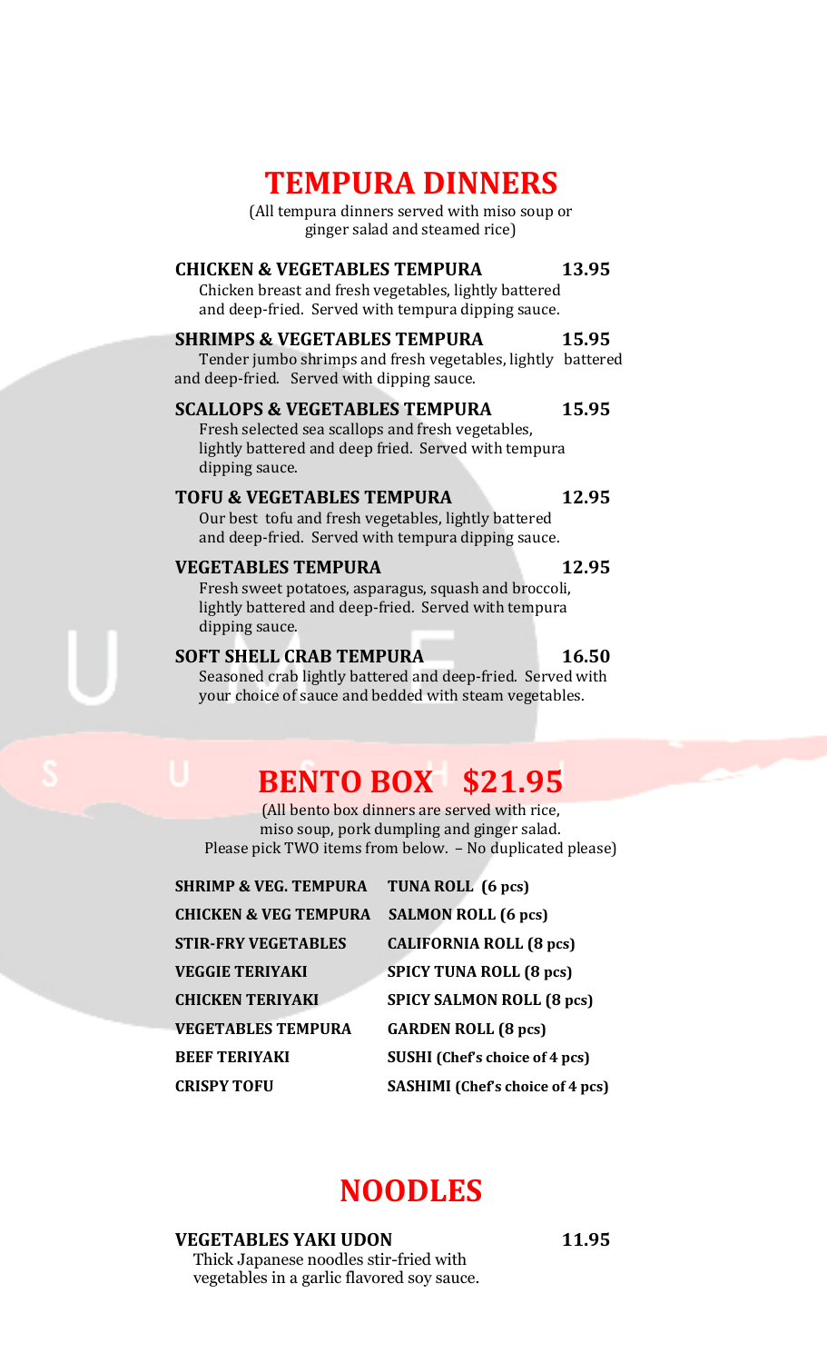# TEMPURA DINNERS

(All tempura dinners served with miso soup or ginger salad and steamed rice)

**CHICKEN & VEGETABLES TEMPURA** **13.95**
Chicken breast and fresh vegetables, lightly battered and deep-fried. Served with tempura dipping sauce.

**SHRIMPS & VEGETABLES TEMPURA** **15.95**
Tender jumbo shrimps and fresh vegetables, lightly battered and deep-fried. Served with dipping sauce.

**SCALLOPS & VEGETABLES TEMPURA** **15.95**
Fresh selected sea scallops and fresh vegetables, lightly battered and deep fried. Served with tempura dipping sauce.

**TOFU & VEGETABLES TEMPURA** **12.95**
Our best tofu and fresh vegetables, lightly battered and deep-fried. Served with tempura dipping sauce.

**VEGETABLES TEMPURA** **12.95**
Fresh sweet potatoes, asparagus, squash and broccoli, lightly battered and deep-fried. Served with tempura dipping sauce.

**SOFT SHELL CRAB TEMPURA** **16.50**
Seasoned crab lightly battered and deep-fried. Served with your choice of sauce and bedded with steam vegetables.

# BENTO BOX $21.95

(All bento box dinners are served with rice, miso soup, pork dumpling and ginger salad. Please pick TWO items from below. – No duplicated please)

| | |
|---|---|
| **SHRIMP & VEG. TEMPURA** | **TUNA ROLL (6 pcs)** |
| **CHICKEN & VEG TEMPURA** | **SALMON ROLL (6 pcs)** |
| **STIR-FRY VEGETABLES** | **CALIFORNIA ROLL (8 pcs)** |
| **VEGGIE TERIYAKI** | **SPICY TUNA ROLL (8 pcs)** |
| **CHICKEN TERIYAKI** | **SPICY SALMON ROLL (8 pcs)** |
| **VEGETABLES TEMPURA** | **GARDEN ROLL (8 pcs)** |
| **BEEF TERIYAKI** | **SUSHI (Chef's choice of 4 pcs)** |
| **CRISPY TOFU** | **SASHIMI (Chef's choice of 4 pcs)** |

# NOODLES

**VEGETABLES YAKI UDON** **11.95**
Thick Japanese noodles stir-fried with vegetables in a garlic flavored soy sauce.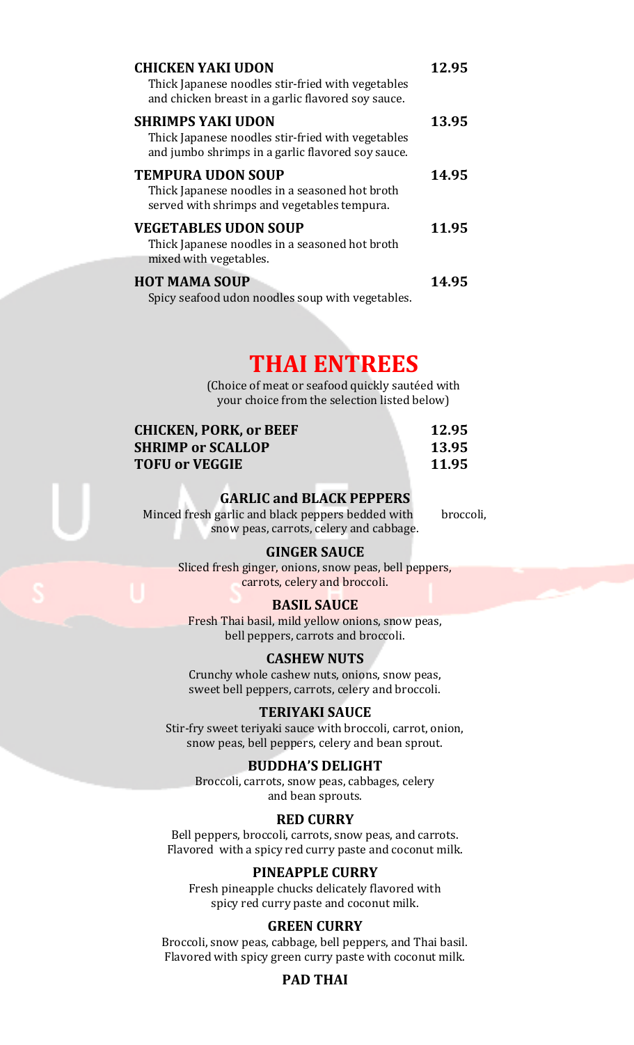**CHICKEN YAKI UDON** 12.95
Thick Japanese noodles stir-fried with vegetables and chicken breast in a garlic flavored soy sauce.

**SHRIMPS YAKI UDON** 13.95
Thick Japanese noodles stir-fried with vegetables and jumbo shrimps in a garlic flavored soy sauce.

**TEMPURA UDON SOUP** 14.95
Thick Japanese noodles in a seasoned hot broth served with shrimps and vegetables tempura.

**VEGETABLES UDON SOUP** 11.95
Thick Japanese noodles in a seasoned hot broth mixed with vegetables.

**HOT MAMA SOUP** 14.95
Spicy seafood udon noodles soup with vegetables.

# THAI ENTREES

(Choice of meat or seafood quickly sautéed with your choice from the selection listed below)

| | |
|---|---|
| **CHICKEN, PORK, or BEEF** | **12.95** |
| **SHRIMP or SCALLOP** | **13.95** |
| **TOFU or VEGGIE** | **11.95** |

### GARLIC and BLACK PEPPERS
Minced fresh garlic and black peppers bedded with broccoli, snow peas, carrots, celery and cabbage.

### GINGER SAUCE
Sliced fresh ginger, onions, snow peas, bell peppers, carrots, celery and broccoli.

### BASIL SAUCE
Fresh Thai basil, mild yellow onions, snow peas, bell peppers, carrots and broccoli.

### CASHEW NUTS
Crunchy whole cashew nuts, onions, snow peas, sweet bell peppers, carrots, celery and broccoli.

### TERIYAKI SAUCE
Stir-fry sweet teriyaki sauce with broccoli, carrot, onion, snow peas, bell peppers, celery and bean sprout.

### BUDDHA'S DELIGHT
Broccoli, carrots, snow peas, cabbages, celery and bean sprouts.

### RED CURRY
Bell peppers, broccoli, carrots, snow peas, and carrots. Flavored with a spicy red curry paste and coconut milk.

### PINEAPPLE CURRY
Fresh pineapple chucks delicately flavored with spicy red curry paste and coconut milk.

### GREEN CURRY
Broccoli, snow peas, cabbage, bell peppers, and Thai basil. Flavored with spicy green curry paste with coconut milk.

### PAD THAI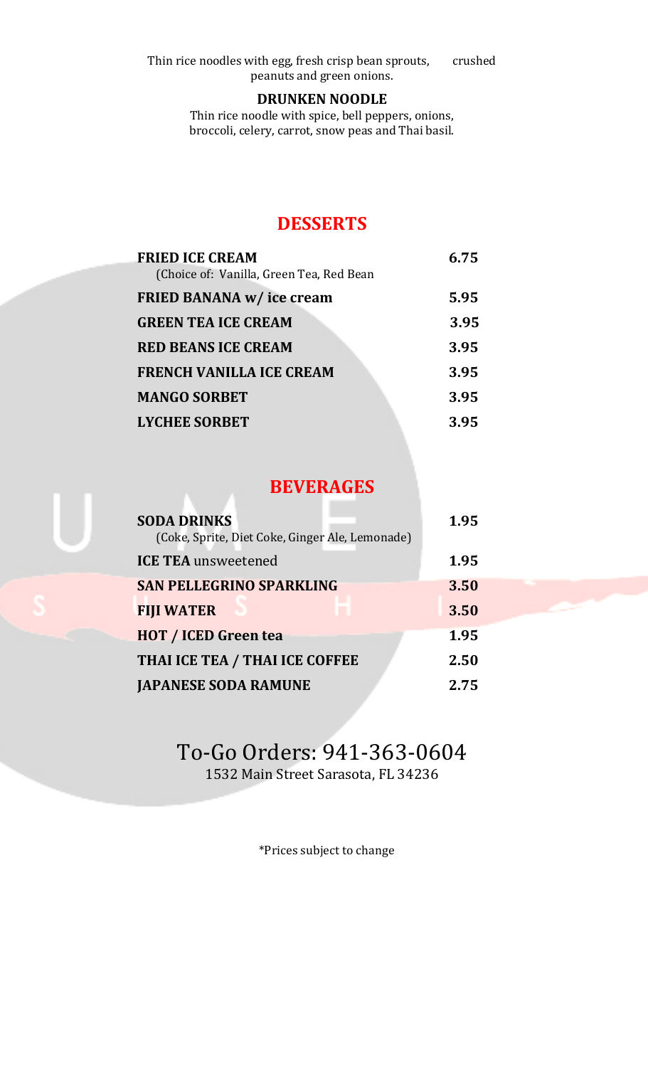Thin rice noodles with egg, fresh crisp bean sprouts, crushed peanuts and green onions.

**DRUNKEN NOODLE**

Thin rice noodle with spice, bell peppers, onions, broccoli, celery, carrot, snow peas and Thai basil.

## DESSERTS

| | |
|---|---|
| **FRIED ICE CREAM**<br>(Choice of: Vanilla, Green Tea, Red Bean | **6.75** |
| **FRIED BANANA w/ ice cream** | **5.95** |
| **GREEN TEA ICE CREAM** | **3.95** |
| **RED BEANS ICE CREAM** | **3.95** |
| **FRENCH VANILLA ICE CREAM** | **3.95** |
| **MANGO SORBET** | **3.95** |
| **LYCHEE SORBET** | **3.95** |

## BEVERAGES

| | |
|---|---|
| **SODA DRINKS**<br>(Coke, Sprite, Diet Coke, Ginger Ale, Lemonade) | **1.95** |
| **ICE TEA** unsweetened | **1.95** |
| **SAN PELLEGRINO SPARKLING** | **3.50** |
| **FIJI WATER** | **3.50** |
| **HOT / ICED Green tea** | **1.95** |
| **THAI ICE TEA / THAI ICE COFFEE** | **2.50** |
| **JAPANESE SODA RAMUNE** | **2.75** |

To-Go Orders: 941-363-0604

1532 Main Street Sarasota, FL 34236

*Prices subject to change